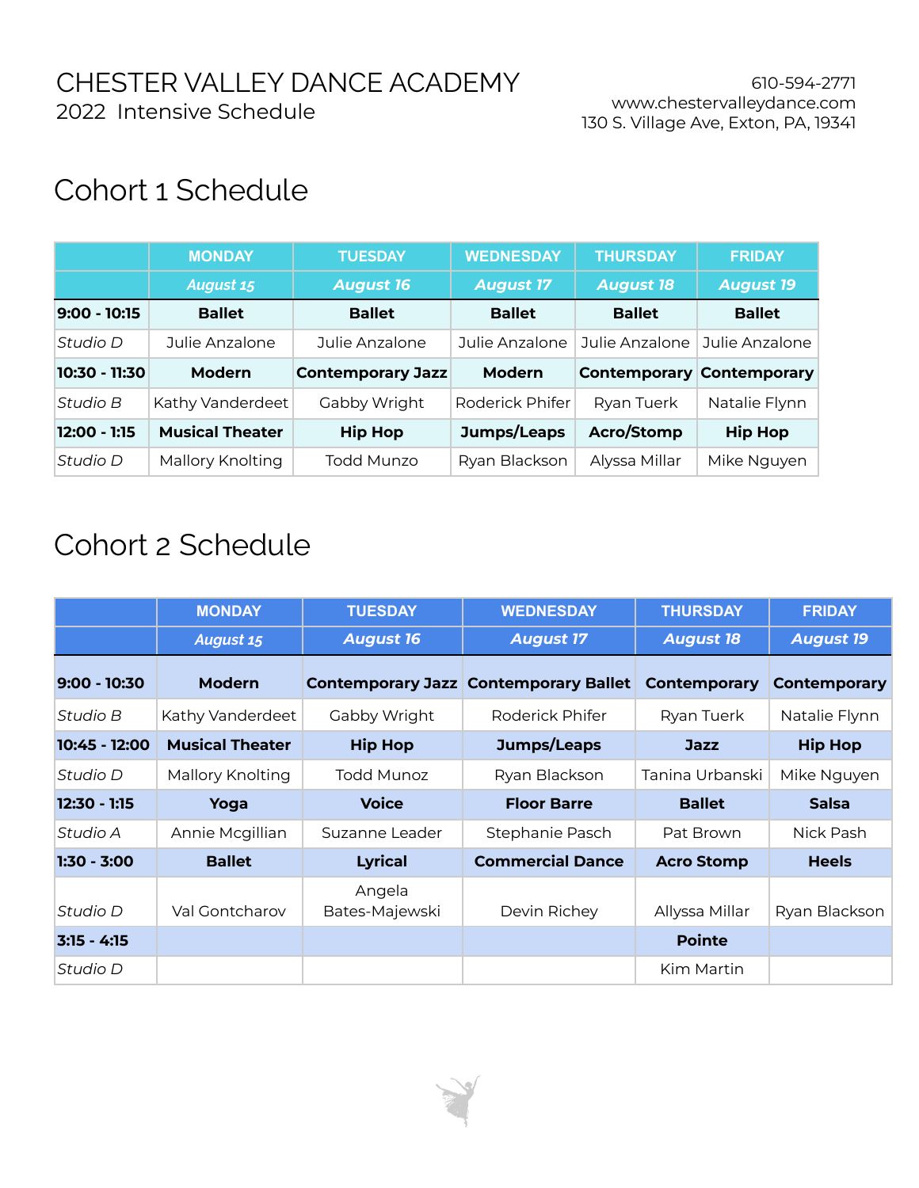# CHESTER VALLEY DANCE ACADEMY

2022 Intensive Schedule

610-594-2771
www.chestervalleydance.com
130 S. Village Ave, Exton, PA, 19341

## Cohort 1 Schedule

| | MONDAY | TUESDAY | WEDNESDAY | THURSDAY | FRIDAY |
|---|---|---|---|---|---|
| | *August 15* | *August 16* | *August 17* | *August 18* | *August 19* |
| **9:00 - 10:15** | **Ballet** | **Ballet** | **Ballet** | **Ballet** | **Ballet** |
| *Studio D* | Julie Anzalone | Julie Anzalone | Julie Anzalone | Julie Anzalone | Julie Anzalone |
| **10:30 - 11:30** | **Modern** | **Contemporary Jazz** | **Modern** | **Contemporary** | **Contemporary** |
| *Studio B* | Kathy Vanderdeet | Gabby Wright | Roderick Phifer | Ryan Tuerk | Natalie Flynn |
| **12:00 - 1:15** | **Musical Theater** | **Hip Hop** | **Jumps/Leaps** | **Acro/Stomp** | **Hip Hop** |
| *Studio D* | Mallory Knolting | Todd Munzo | Ryan Blackson | Alyssa Millar | Mike Nguyen |

## Cohort 2 Schedule

| | MONDAY | TUESDAY | WEDNESDAY | THURSDAY | FRIDAY |
|---|---|---|---|---|---|
| | *August 15* | *August 16* | *August 17* | *August 18* | *August 19* |
| **9:00 - 10:30** | **Modern** | **Contemporary Jazz** | **Contemporary Ballet** | **Contemporary** | **Contemporary** |
| *Studio B* | Kathy Vanderdeet | Gabby Wright | Roderick Phifer | Ryan Tuerk | Natalie Flynn |
| **10:45 - 12:00** | **Musical Theater** | **Hip Hop** | **Jumps/Leaps** | **Jazz** | **Hip Hop** |
| *Studio D* | Mallory Knolting | Todd Munoz | Ryan Blackson | Tanina Urbanski | Mike Nguyen |
| **12:30 - 1:15** | **Yoga** | **Voice** | **Floor Barre** | **Ballet** | **Salsa** |
| *Studio A* | Annie Mcgillian | Suzanne Leader | Stephanie Pasch | Pat Brown | Nick Pash |
| **1:30 - 3:00** | **Ballet** | **Lyrical** | **Commercial Dance** | **Acro Stomp** | **Heels** |
| *Studio D* | Val Gontcharov | Angela Bates-Majewski | Devin Richey | Allyssa Millar | Ryan Blackson |
| **3:15 - 4:15** | | | | **Pointe** | |
| *Studio D* | | | | Kim Martin | |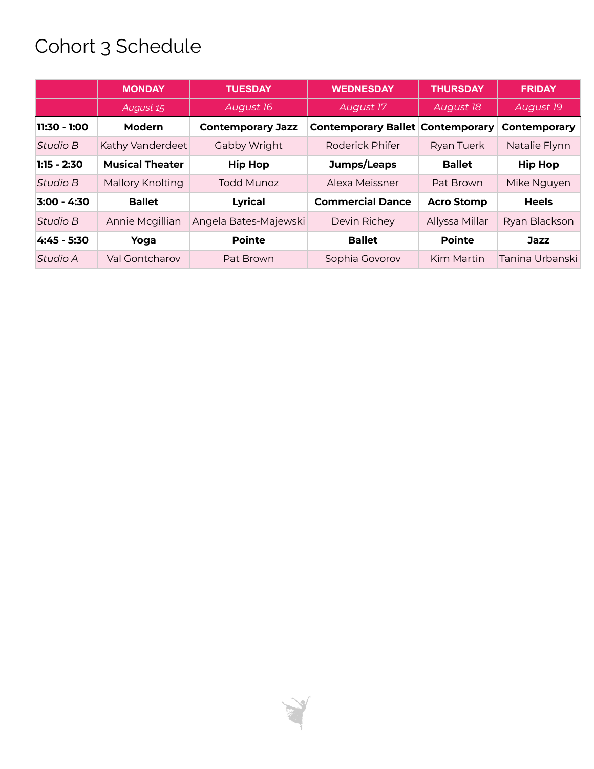# Cohort 3 Schedule

| | MONDAY | TUESDAY | WEDNESDAY | THURSDAY | FRIDAY |
|---|---|---|---|---|---|
| | *August 15* | *August 16* | *August 17* | *August 18* | *August 19* |
| **11:30 - 1:00** | **Modern** | **Contemporary Jazz** | **Contemporary Ballet** | **Contemporary** | **Contemporary** |
| *Studio B* | Kathy Vanderdeet | Gabby Wright | Roderick Phifer | Ryan Tuerk | Natalie Flynn |
| **1:15 - 2:30** | **Musical Theater** | **Hip Hop** | **Jumps/Leaps** | **Ballet** | **Hip Hop** |
| *Studio B* | Mallory Knolting | Todd Munoz | Alexa Meissner | Pat Brown | Mike Nguyen |
| **3:00 - 4:30** | **Ballet** | **Lyrical** | **Commercial Dance** | **Acro Stomp** | **Heels** |
| *Studio B* | Annie Mcgillian | Angela Bates-Majewski | Devin Richey | Allyssa Millar | Ryan Blackson |
| **4:45 - 5:30** | **Yoga** | **Pointe** | **Ballet** | **Pointe** | **Jazz** |
| *Studio A* | Val Gontcharov | Pat Brown | Sophia Govorov | Kim Martin | Tanina Urbanski |